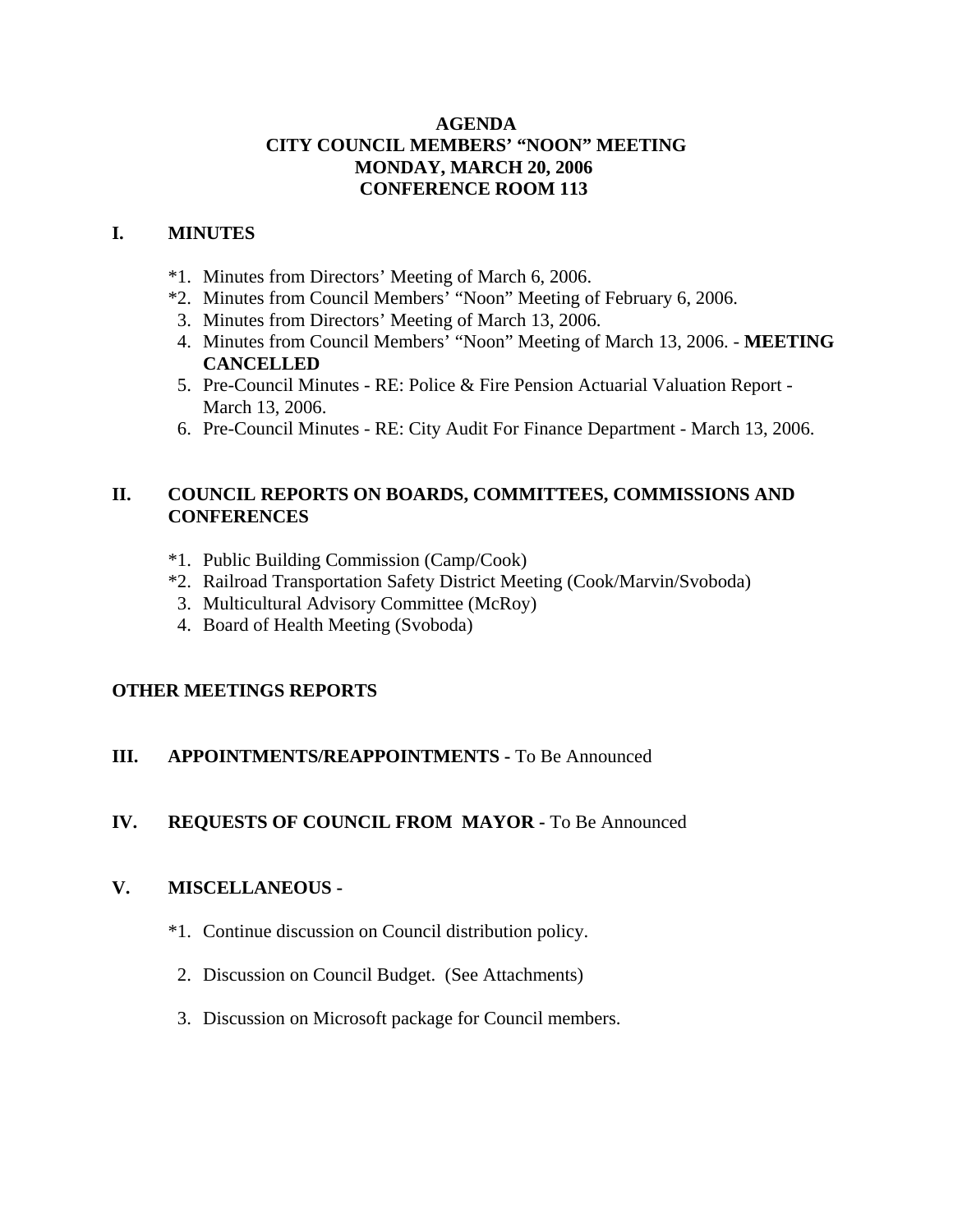# AGENDA
## CITY COUNCIL MEMBERS' "NOON" MEETING
## MONDAY, MARCH 20, 2006
## CONFERENCE ROOM 113

## I. MINUTES

*1. Minutes from Directors' Meeting of March 6, 2006.
*2. Minutes from Council Members' "Noon" Meeting of February 6, 2006.
3. Minutes from Directors' Meeting of March 13, 2006.
4. Minutes from Council Members' "Noon" Meeting of March 13, 2006. - **MEETING CANCELLED**
5. Pre-Council Minutes - RE: Police & Fire Pension Actuarial Valuation Report - March 13, 2006.
6. Pre-Council Minutes - RE: City Audit For Finance Department - March 13, 2006.

## II. COUNCIL REPORTS ON BOARDS, COMMITTEES, COMMISSIONS AND CONFERENCES

*1. Public Building Commission (Camp/Cook)
*2. Railroad Transportation Safety District Meeting (Cook/Marvin/Svoboda)
3. Multicultural Advisory Committee (McRoy)
4. Board of Health Meeting (Svoboda)

## OTHER MEETINGS REPORTS

## III. APPOINTMENTS/REAPPOINTMENTS - To Be Announced

## IV. REQUESTS OF COUNCIL FROM MAYOR - To Be Announced

## V. MISCELLANEOUS -

*1. Continue discussion on Council distribution policy.

2. Discussion on Council Budget. (See Attachments)

3. Discussion on Microsoft package for Council members.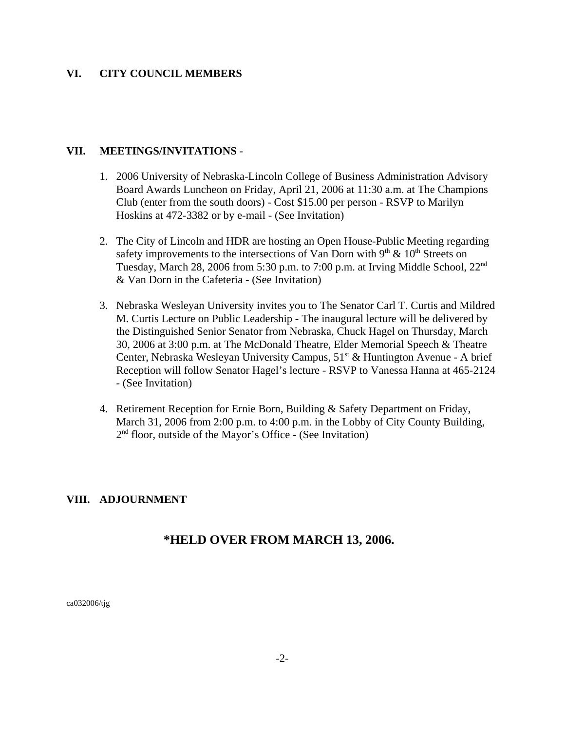## VI. CITY COUNCIL MEMBERS

## VII. MEETINGS/INVITATIONS -

1. 2006 University of Nebraska-Lincoln College of Business Administration Advisory Board Awards Luncheon on Friday, April 21, 2006 at 11:30 a.m. at The Champions Club (enter from the south doors) - Cost $15.00 per person - RSVP to Marilyn Hoskins at 472-3382 or by e-mail - (See Invitation)

2. The City of Lincoln and HDR are hosting an Open House-Public Meeting regarding safety improvements to the intersections of Van Dorn with 9th & 10th Streets on Tuesday, March 28, 2006 from 5:30 p.m. to 7:00 p.m. at Irving Middle School, 22nd & Van Dorn in the Cafeteria - (See Invitation)

3. Nebraska Wesleyan University invites you to The Senator Carl T. Curtis and Mildred M. Curtis Lecture on Public Leadership - The inaugural lecture will be delivered by the Distinguished Senior Senator from Nebraska, Chuck Hagel on Thursday, March 30, 2006 at 3:00 p.m. at The McDonald Theatre, Elder Memorial Speech & Theatre Center, Nebraska Wesleyan University Campus, 51st & Huntington Avenue - A brief Reception will follow Senator Hagel's lecture - RSVP to Vanessa Hanna at 465-2124 - (See Invitation)

4. Retirement Reception for Ernie Born, Building & Safety Department on Friday, March 31, 2006 from 2:00 p.m. to 4:00 p.m. in the Lobby of City County Building, 2nd floor, outside of the Mayor's Office - (See Invitation)

## VIII. ADJOURNMENT

### *HELD OVER FROM MARCH 13, 2006.

ca032006/tjg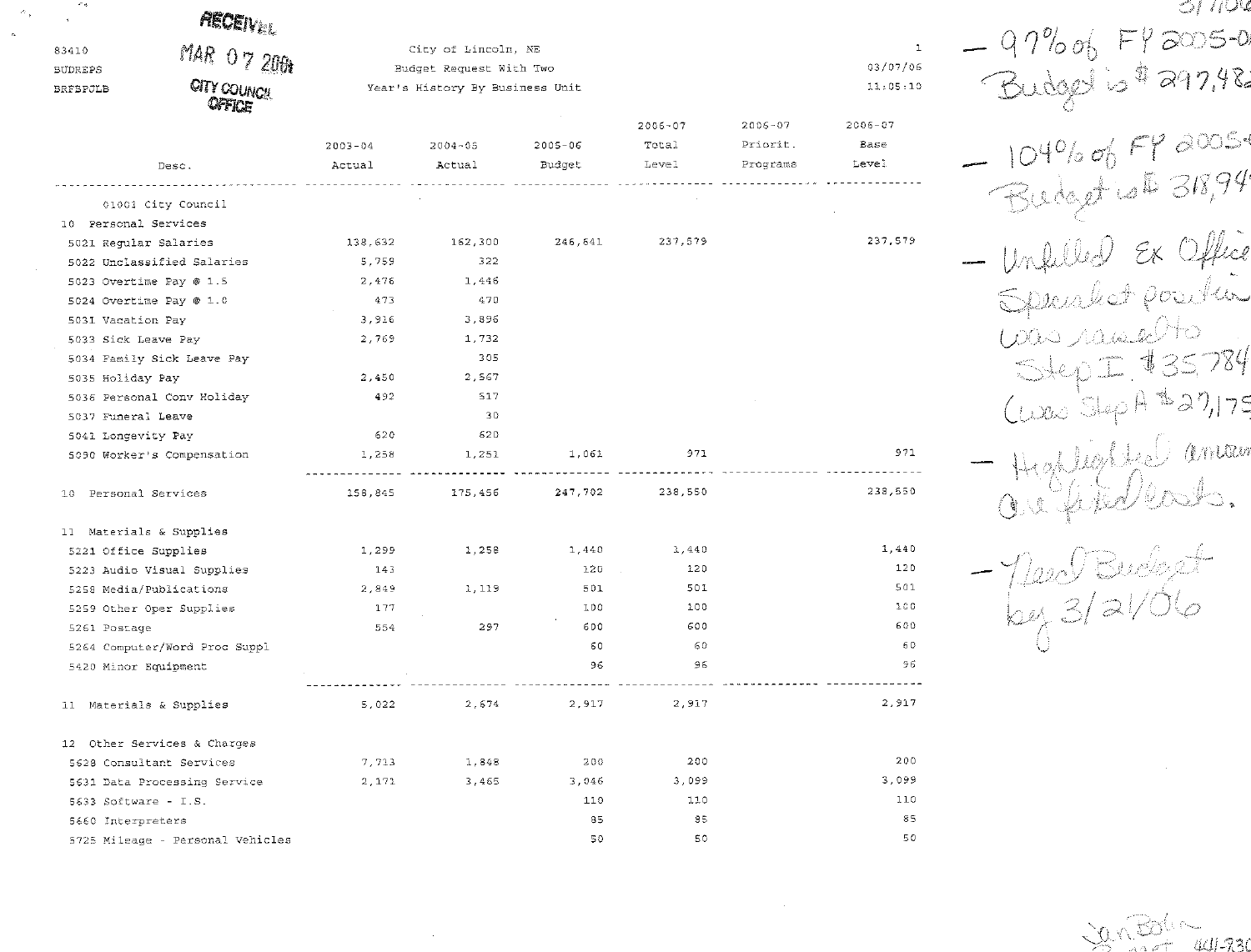RECEIVED
MAR 07 2006
CITY COUNCIL OFFICE

83410
BUDREPS
BRFBPOLB

City of Lincoln, NE
Budget Request With Two
Year's History By Business Unit

03/07/06
11:05:10

| Desc. | 2003-04 Actual | 2004-05 Actual | 2005-06 Budget | 2006-07 Total Level | 2006-07 Priorit. Programs | 2006-07 Base Level |
|---|---|---|---|---|---|---|
| 01001 City Council | | | | | | |
| 10 Personal Services | | | | | | |
| 5021 Regular Salaries | 138,632 | 162,300 | 246,641 | 237,579 | | 237,579 |
| 5022 Unclassified Salaries | 5,759 | 322 | | | | |
| 5023 Overtime Pay @ 1.5 | 2,476 | 1,446 | | | | |
| 5024 Overtime Pay @ 1.0 | 473 | 470 | | | | |
| 5031 Vacation Pay | 3,916 | 3,896 | | | | |
| 5033 Sick Leave Pay | 2,769 | 1,732 | | | | |
| 5034 Family Sick Leave Pay | | 305 | | | | |
| 5035 Holiday Pay | 2,450 | 2,567 | | | | |
| 5036 Personal Conv Holiday | 492 | 517 | | | | |
| 5037 Funeral Leave | | 30 | | | | |
| 5041 Longevity Pay | 620 | 620 | | | | |
| 5090 Worker's Compensation | 1,258 | 1,251 | 1,061 | 971 | | 971 |
| 10 Personal Services | 158,845 | 175,456 | 247,702 | 238,550 | | 238,550 |
| 11 Materials & Supplies | | | | | | |
| 5221 Office Supplies | 1,299 | 1,258 | 1,440 | 1,440 | | 1,440 |
| 5223 Audio Visual Supplies | 143 | | 120 | 120 | | 120 |
| 5258 Media/Publications | 2,849 | 1,119 | 501 | 501 | | 501 |
| 5259 Other Oper Supplies | 177 | | 100 | 100 | | 100 |
| 5261 Postage | 554 | 297 | 600 | 600 | | 600 |
| 5264 Computer/Word Proc Suppl | | | 60 | 60 | | 60 |
| 5420 Minor Equipment | | | 96 | 96 | | 96 |
| 11 Materials & Supplies | 5,022 | 2,674 | 2,917 | 2,917 | | 2,917 |
| 12 Other Services & Charges | | | | | | |
| 5628 Consultant Services | 7,713 | 1,848 | 200 | 200 | | 200 |
| 5631 Data Processing Service | 2,171 | 3,465 | 3,046 | 3,099 | | 3,099 |
| 5633 Software - I.S. | | | 110 | 110 | | 110 |
| 5660 Interpreters | | | 85 | 85 | | 85 |
| 5725 Mileage - Personal Vehicles | | | 50 | 50 | | 50 |

*Handwritten notes:*

3/7/06

- 97% of FY 2005-06 Budget is $ 297,48..
- 104% of FY 2005-06 Budget is $ 318,94..
- Unfilled Ex Office Specialist position was raised to Step I $35,784 (was Step A $27,175)
- Highlighted amounts are fixed costs.
- Need Budget by 3/21/06

Jan Bolin 441-730..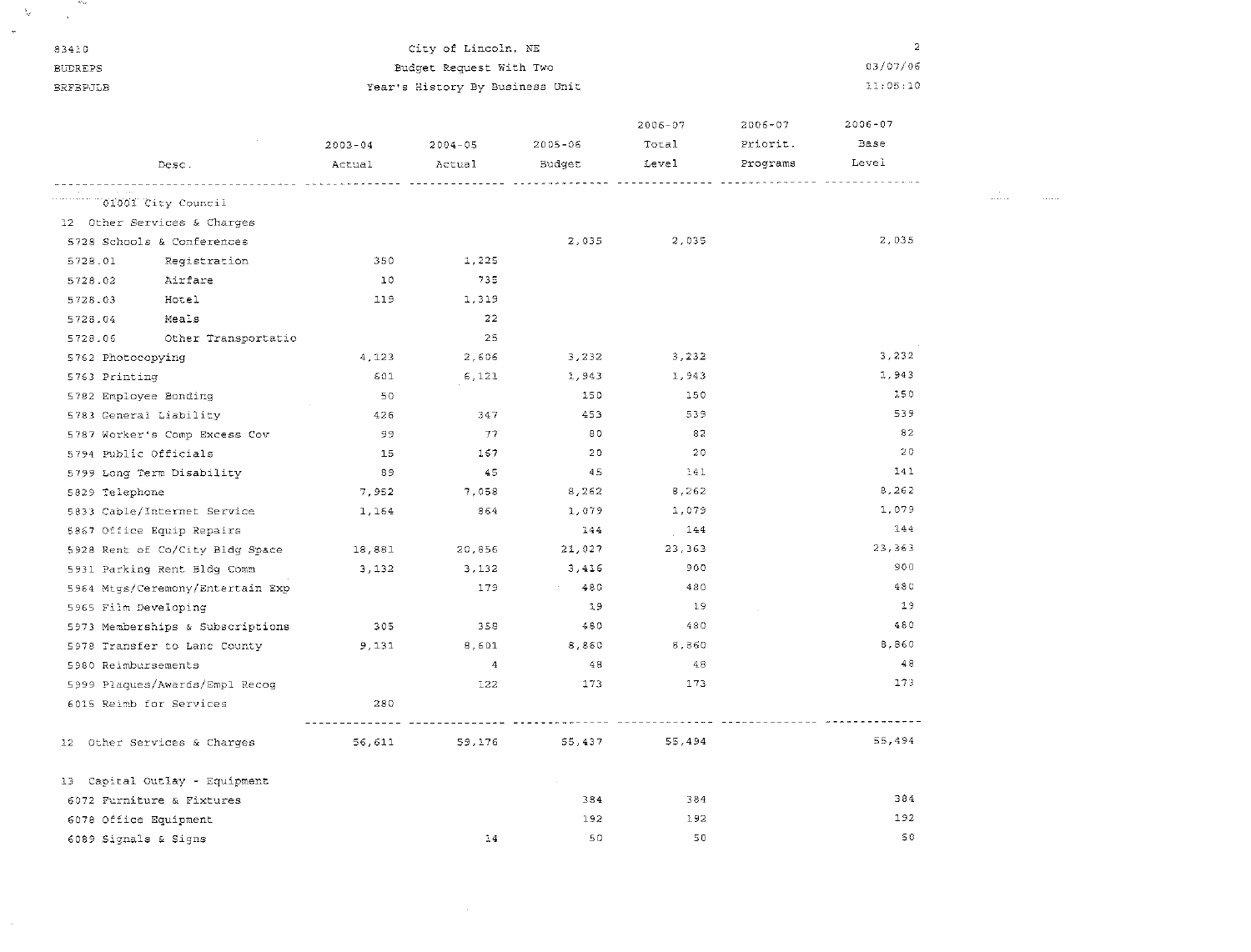83410
BUDREPS
BRFBPJLB

City of Lincoln, NE
Budget Request With Two
Year's History By Business Unit

03/07/06
11:05:10

| Desc. | 2003-04 Actual | 2004-05 Actual | 2005-06 Budget | 2006-07 Total Level | 2006-07 Priorit. Programs | 2006-07 Base Level |
|---|---|---|---|---|---|---|
| 01001 City Council | | | | | | |
| 12 Other Services & Charges | | | | | | |
| 5728 Schools & Conferences | | | 2,035 | 2,035 | | 2,035 |
| 5728.01 Registration | 350 | 1,225 | | | | |
| 5728.02 Airfare | 10 | 735 | | | | |
| 5728.03 Hotel | 119 | 1,319 | | | | |
| 5728.04 Meals | | 22 | | | | |
| 5728.06 Other Transportatio | | 25 | | | | |
| 5762 Photocopying | 4,123 | 2,606 | 3,232 | 3,232 | | 3,232 |
| 5763 Printing | 601 | 6,121 | 1,943 | 1,943 | | 1,943 |
| 5782 Employee Bonding | 50 | | 150 | 150 | | 150 |
| 5783 General Liability | 426 | 347 | 453 | 539 | | 539 |
| 5787 Worker's Comp Excess Cov | 99 | 77 | 80 | 82 | | 82 |
| 5794 Public Officials | 15 | 167 | 20 | 20 | | 20 |
| 5799 Long Term Disability | 89 | 45 | 45 | 141 | | 141 |
| 5829 Telephone | 7,952 | 7,058 | 8,262 | 8,262 | | 8,262 |
| 5833 Cable/Internet Service | 1,164 | 864 | 1,079 | 1,079 | | 1,079 |
| 5867 Office Equip Repairs | | | 144 | 144 | | 144 |
| 5928 Rent of Co/City Bldg Space | 18,881 | 20,856 | 21,027 | 23,363 | | 23,363 |
| 5931 Parking Rent Bldg Comm | 3,132 | 3,132 | 3,416 | 900 | | 900 |
| 5964 Mtgs/Ceremony/Entertain Exp | | 179 | 480 | 480 | | 480 |
| 5965 Film Developing | | | 19 | 19 | | 19 |
| 5973 Memberships & Subscriptions | 305 | 358 | 480 | 480 | | 480 |
| 5978 Transfer to Lanc County | 9,131 | 8,601 | 8,860 | 8,860 | | 8,860 |
| 5980 Reimbursements | | 4 | 48 | 48 | | 48 |
| 5999 Plaques/Awards/Empl Recog | | 122 | 173 | 173 | | 173 |
| 6015 Reimb for Services | 280 | | | | | |
| 12 Other Services & Charges | 56,611 | 59,176 | 55,437 | 55,494 | | 55,494 |
| 13 Capital Outlay - Equipment | | | | | | |
| 6072 Furniture & Fixtures | | | 384 | 384 | | 384 |
| 6078 Office Equipment | | | 192 | 192 | | 192 |
| 6089 Signals & Signs | | 14 | 50 | 50 | | 50 |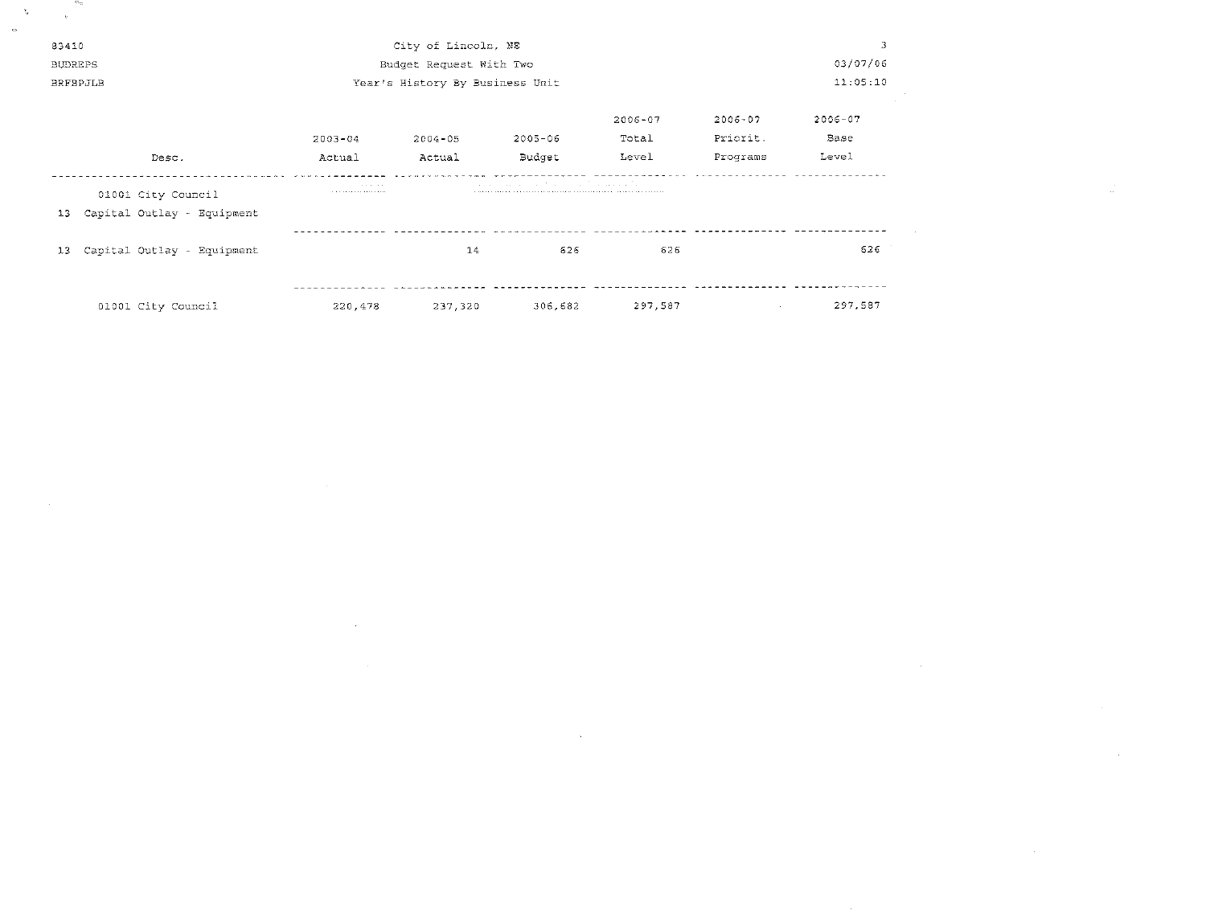83410
BUDREPS
BRFBPJLB

City of Lincoln, NE
Budget Request With Two
Year's History By Business Unit

03/07/06
11:05:10

| Desc. | 2003-04 Actual | 2004-05 Actual | 2005-06 Budget | 2006-07 Total Level | 2006-07 Priorit. Programs | 2006-07 Base Level |
|---|---|---|---|---|---|---|
| 01001 City Council | | | | | | |
| 13 Capital Outlay - Equipment | | | | | | |
| 13 Capital Outlay - Equipment | | 14 | 626 | 626 | | 626 |
| 01001 City Council | 220,478 | 237,320 | 306,682 | 297,587 | | 297,587 |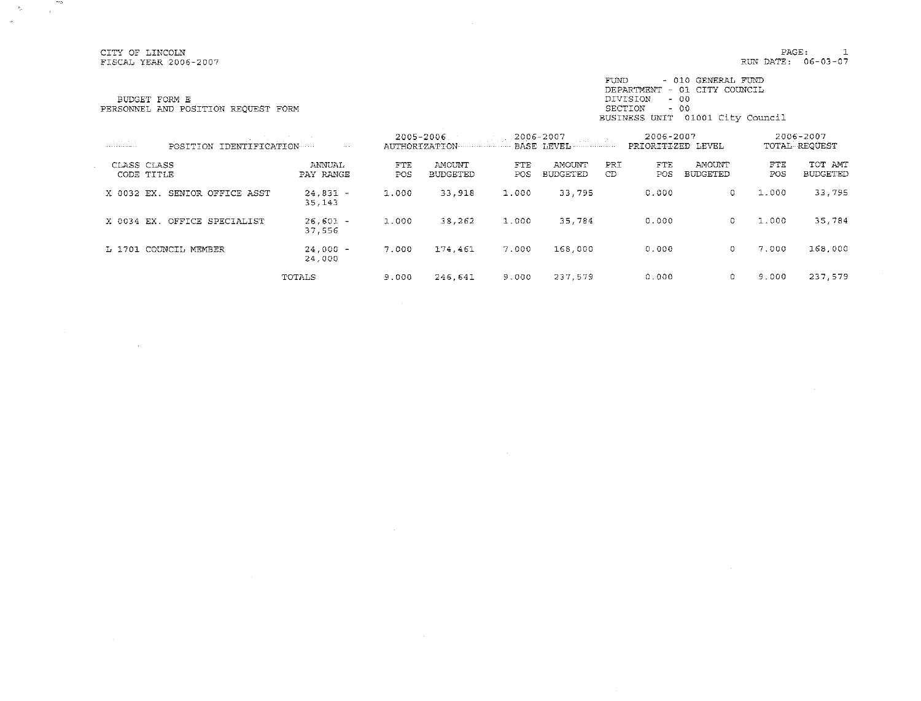CITY OF LINCOLN
FISCAL YEAR 2006-2007

RUN DATE: 06-03-07

BUDGET FORM E
PERSONNEL AND POSITION REQUEST FORM

FUND - 010 GENERAL FUND
DEPARTMENT - 01 CITY COUNCIL
DIVISION - 00
SECTION - 00
BUSINESS UNIT 01001 City Council

| POSITION IDENTIFICATION | | 2005-2006 AUTHORIZATION | | 2006-2007 BASE LEVEL | | 2006-2007 PRIORITIZED LEVEL | | | 2006-2007 TOTAL REQUEST | |
|---|---|---|---|---|---|---|---|---|---|---|
| CLASS CODE CLASS TITLE | ANNUAL PAY RANGE | FTE POS | AMOUNT BUDGETED | FTE POS | AMOUNT BUDGETED | PRI CD | FTE POS | AMOUNT BUDGETED | FTE POS | TOT AMT BUDGETED |
| X 0032 EX. SENIOR OFFICE ASST | 24,831 - 35,143 | 1.000 | 33,918 | 1.000 | 33,795 | | 0.000 | 0 | 1.000 | 33,795 |
| X 0034 EX. OFFICE SPECIALIST | 26,601 - 37,556 | 1.000 | 38,262 | 1.000 | 35,784 | | 0.000 | 0 | 1.000 | 35,784 |
| L 1701 COUNCIL MEMBER | 24,000 - 24,000 | 7.000 | 174,461 | 7.000 | 168,000 | | 0.000 | 0 | 7.000 | 168,000 |
| | TOTALS | 9.000 | 246,641 | 9.000 | 237,579 | | 0.000 | 0 | 9.000 | 237,579 |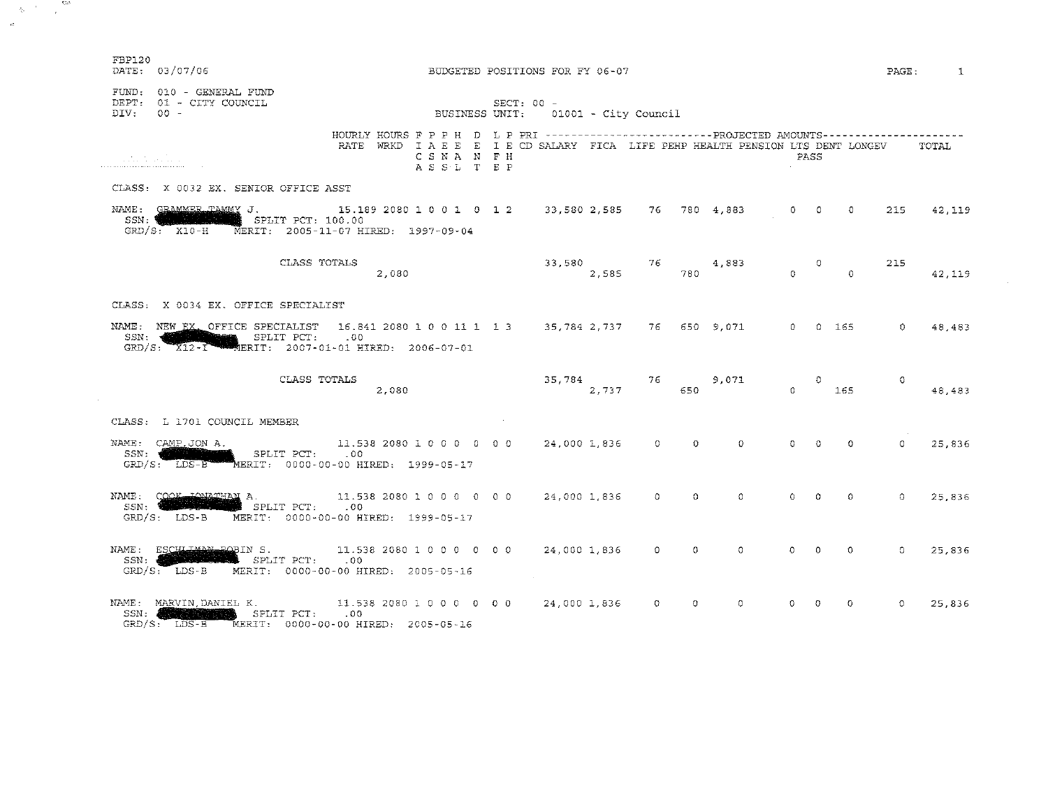FBP120
DATE: 03/07/06

BUDGETED POSITIONS FOR FY 06-07

FUND: 010 - GENERAL FUND
DEPT: 01 - CITY COUNCIL
DIV: 00 -

SECT: 00 -
BUSINESS UNIT: 01001 - City Council

| | HOURLY RATE | HOURS WRKD | F P P H D L P PRI (I A E E E I E CD / C S N A N F H / A S S L T E P) | SALARY | FICA | LIFE | PEHP | HEALTH | PENSION | LTS | DENT PASS | LONGEV | TOTAL |
|---|---|---|---|---|---|---|---|---|---|---|---|---|---|
| **CLASS: X 0032 EX. SENIOR OFFICE ASST** | | | | | | | | | | | | | |
| NAME: GRAMMER,TAMMY J. SSN: [REDACTED] SPLIT PCT: 100.00 GRD/S: X10-H MERIT: 2005-11-07 HIRED: 1997-09-04 | 15.189 | 2080 | 1 0 0 1 0 1 2 | 33,580 | 2,585 | 76 | 780 | 4,883 | 0 | 0 | 0 | 215 | 42,119 |
| CLASS TOTALS | | 2,080 | | 33,580 | 2,585 | 76 | 780 | 4,883 | 0 | 0 | 0 | 215 | 42,119 |
| **CLASS: X 0034 EX. OFFICE SPECIALIST** | | | | | | | | | | | | | |
| NAME: NEW EX. OFFICE SPECIALIST SSN: [REDACTED] SPLIT PCT: .00 GRD/S: X12-I MERIT: 2007-01-01 HIRED: 2006-07-01 | 16.841 | 2080 | 1 0 0 11 1 1 3 | 35,784 | 2,737 | 76 | 650 | 9,071 | 0 | 0 | 165 | 0 | 48,483 |
| CLASS TOTALS | | 2,080 | | 35,784 | 2,737 | 76 | 650 | 9,071 | 0 | 0 | 165 | 0 | 48,483 |
| **CLASS: L 1701 COUNCIL MEMBER** | | | | | | | | | | | | | |
| NAME: CAMP,JON A. SSN: [REDACTED] SPLIT PCT: .00 GRD/S: LDS-B MERIT: 0000-00-00 HIRED: 1999-05-17 | 11.538 | 2080 | 1 0 0 0 0 0 0 | 24,000 | 1,836 | 0 | 0 | 0 | 0 | 0 | 0 | 0 | 25,836 |
| NAME: COOK,JONATHAN A. SSN: [REDACTED] SPLIT PCT: .00 GRD/S: LDS-B MERIT: 0000-00-00 HIRED: 1999-05-17 | 11.538 | 2080 | 1 0 0 0 0 0 0 | 24,000 | 1,836 | 0 | 0 | 0 | 0 | 0 | 0 | 0 | 25,836 |
| NAME: ESCHLIMAN,ROBIN S. SSN: [REDACTED] SPLIT PCT: .00 GRD/S: LDS-B MERIT: 0000-00-00 HIRED: 2005-05-16 | 11.538 | 2080 | 1 0 0 0 0 0 0 | 24,000 | 1,836 | 0 | 0 | 0 | 0 | 0 | 0 | 0 | 25,836 |
| NAME: MARVIN,DANIEL K. SSN: [REDACTED] SPLIT PCT: .00 GRD/S: LDS-B MERIT: 0000-00-00 HIRED: 2005-05-16 | 11.538 | 2080 | 1 0 0 0 0 0 0 | 24,000 | 1,836 | 0 | 0 | 0 | 0 | 0 | 0 | 0 | 25,836 |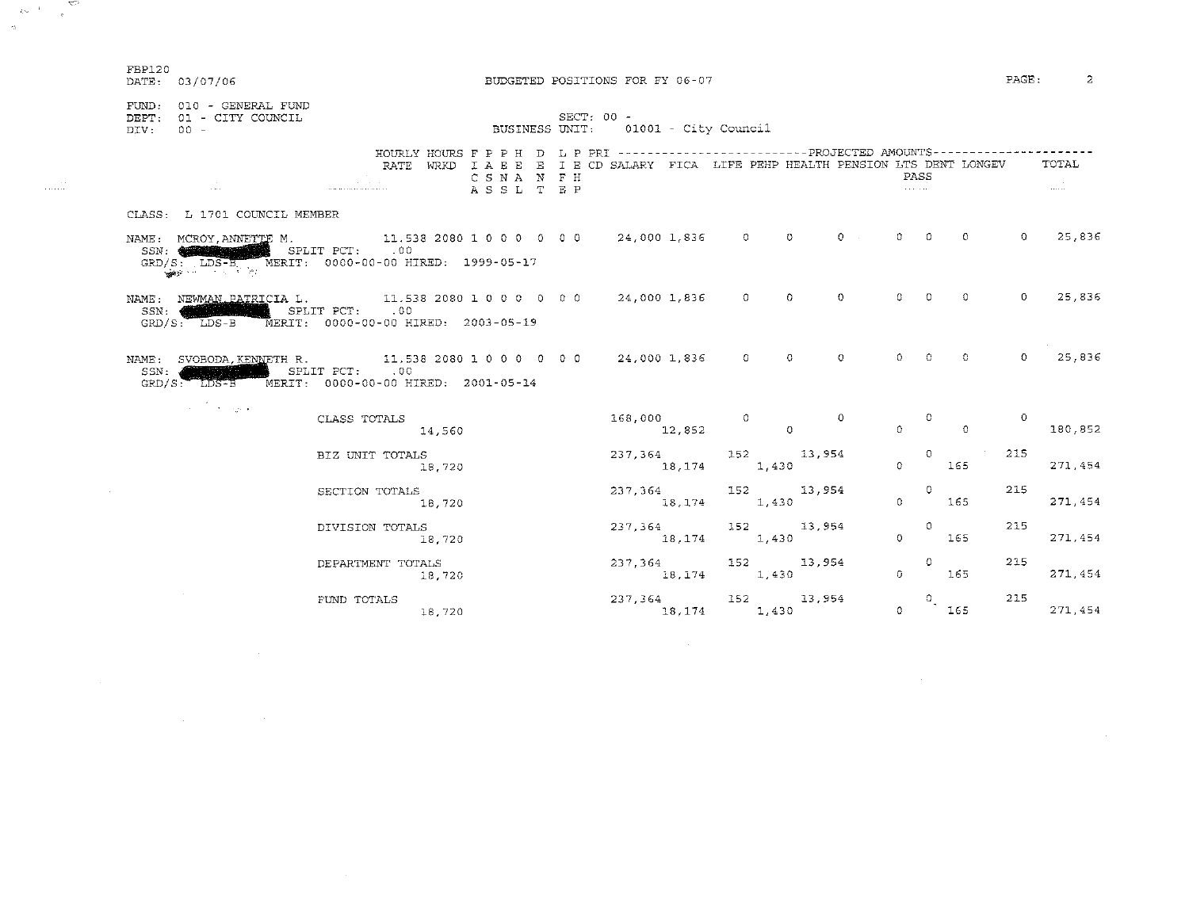FBP120
DATE: 03/07/06

BUDGETED POSITIONS FOR FY 06-07

FUND: 010 - GENERAL FUND
DEPT: 01 - CITY COUNCIL
DIV: 00 -

SECT: 00 -
BUSINESS UNIT: 01001 - City Council

| | HOURLY RATE | HOURS WRKD | F I C A | P A S S | P E N S | H E A L | D E N T | L I F E | P E H P | PRI CD | SALARY | FICA | LIFE | PEHP | HEALTH | PENSION | LTS | PASS | DENT | LONGEV | TOTAL |
|---|---|---|---|---|---|---|---|---|---|---|---|---|---|---|---|---|---|---|---|---|---|
| CLASS: L 1701 COUNCIL MEMBER | | | | | | | | | | | | | | | | | | | | | |
| NAME: MCROY,ANNETTE M. SSN: [redacted] SPLIT PCT: .00 GRD/S: LDS-B MERIT: 0000-00-00 HIRED: 1999-05-17 | 11.538 | 2080 | 1 | 0 | 0 | 0 | 0 | 0 | 0 | | 24,000 | 1,836 | 0 | 0 | 0 | 0 | 0 | | 0 | 0 | 25,836 |
| NAME: NEWMAN,PATRICIA L. SSN: [redacted] SPLIT PCT: .00 GRD/S: LDS-B MERIT: 0000-00-00 HIRED: 2003-05-19 | 11.538 | 2080 | 1 | 0 | 0 | 0 | 0 | 0 | 0 | | 24,000 | 1,836 | 0 | 0 | 0 | 0 | 0 | | 0 | 0 | 25,836 |
| NAME: SVOBODA,KENNETH R. SSN: [redacted] SPLIT PCT: .00 GRD/S: LDS-B MERIT: 0000-00-00 HIRED: 2001-05-14 | 11.538 | 2080 | 1 | 0 | 0 | 0 | 0 | 0 | 0 | | 24,000 | 1,836 | 0 | 0 | 0 | 0 | 0 | | 0 | 0 | 25,836 |
| CLASS TOTALS | | 14,560 | | | | | | | | | 168,000 | 12,852 | 0 | 0 | 0 | 0 | 0 | 0 | 0 | 0 | 180,852 |
| BIZ UNIT TOTALS | | 18,720 | | | | | | | | | 237,364 | 18,174 | 152 | 1,430 | 13,954 | 0 | 0 | | 165 | 215 | 271,454 |
| SECTION TOTALS | | 18,720 | | | | | | | | | 237,364 | 18,174 | 152 | 1,430 | 13,954 | 0 | 0 | | 165 | 215 | 271,454 |
| DIVISION TOTALS | | 18,720 | | | | | | | | | 237,364 | 18,174 | 152 | 1,430 | 13,954 | 0 | 0 | | 165 | 215 | 271,454 |
| DEPARTMENT TOTALS | | 18,720 | | | | | | | | | 237,364 | 18,174 | 152 | 1,430 | 13,954 | 0 | 0 | | 165 | 215 | 271,454 |
| FUND TOTALS | | 18,720 | | | | | | | | | 237,364 | 18,174 | 152 | 1,430 | 13,954 | 0 | 0 | | 165 | 215 | 271,454 |